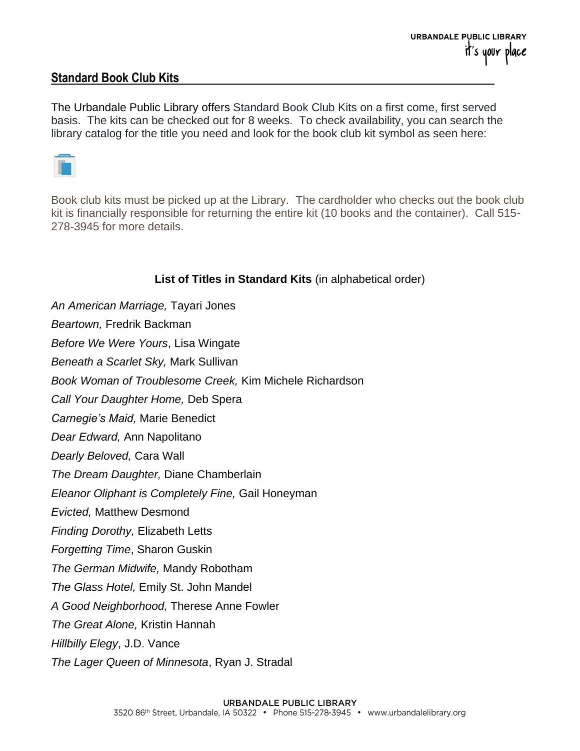## Standard Book Club Kits

The Urbandale Public Library offers Standard Book Club Kits on a first come, first served basis. The kits can be checked out for 8 weeks. To check availability, you can search the library catalog for the title you need and look for the book club kit symbol as seen here:

Book club kits must be picked up at the Library. The cardholder who checks out the book club kit is financially responsible for returning the entire kit (10 books and the container). Call 515-278-3945 for more details.

**List of Titles in Standard Kits** (in alphabetical order)

*An American Marriage,* Tayari Jones

*Beartown,* Fredrik Backman

*Before We Were Yours*, Lisa Wingate

*Beneath a Scarlet Sky,* Mark Sullivan

*Book Woman of Troublesome Creek,* Kim Michele Richardson

*Call Your Daughter Home,* Deb Spera

*Carnegie's Maid,* Marie Benedict

*Dear Edward,* Ann Napolitano

*Dearly Beloved,* Cara Wall

*The Dream Daughter,* Diane Chamberlain

*Eleanor Oliphant is Completely Fine,* Gail Honeyman

*Evicted,* Matthew Desmond

*Finding Dorothy,* Elizabeth Letts

*Forgetting Time*, Sharon Guskin

*The German Midwife,* Mandy Robotham

*The Glass Hotel,* Emily St. John Mandel

*A Good Neighborhood,* Therese Anne Fowler

*The Great Alone,* Kristin Hannah

*Hillbilly Elegy*, J.D. Vance

*The Lager Queen of Minnesota*, Ryan J. Stradal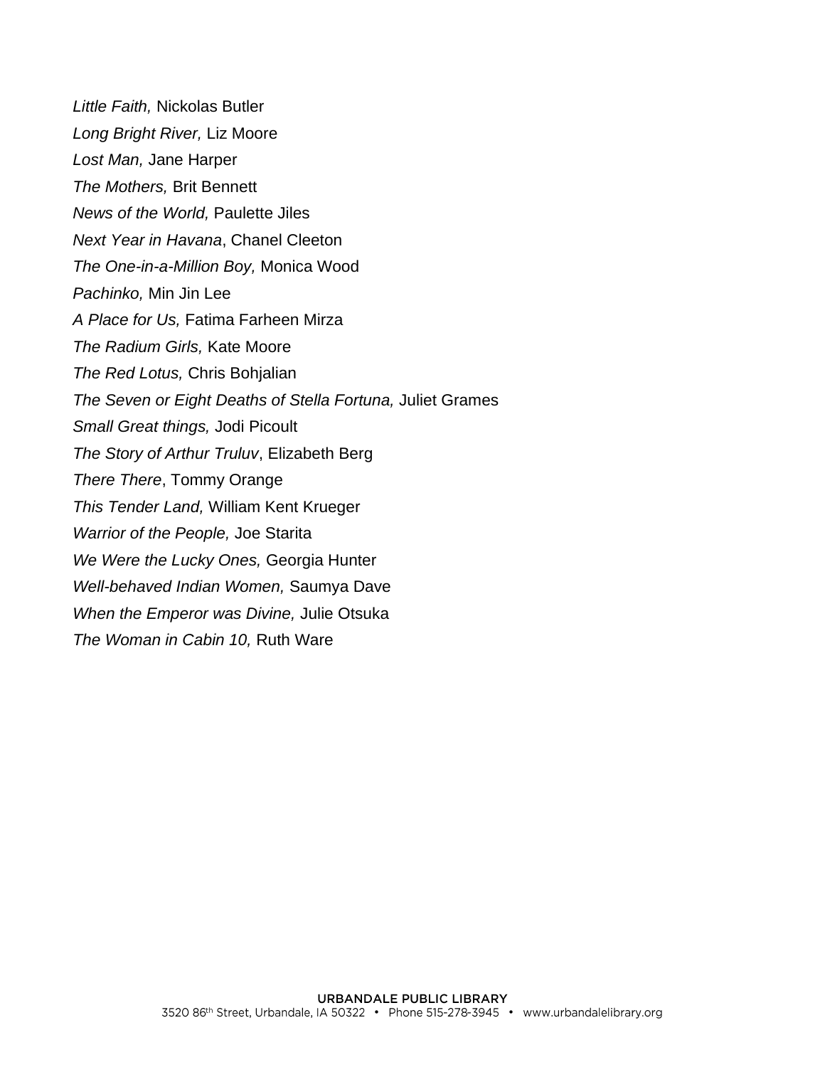*Little Faith,* Nickolas Butler
*Long Bright River,* Liz Moore
*Lost Man,* Jane Harper
*The Mothers,* Brit Bennett
*News of the World,* Paulette Jiles
*Next Year in Havana*, Chanel Cleeton
*The One-in-a-Million Boy,* Monica Wood
*Pachinko,* Min Jin Lee
*A Place for Us,* Fatima Farheen Mirza
*The Radium Girls,* Kate Moore
*The Red Lotus,* Chris Bohjalian
*The Seven or Eight Deaths of Stella Fortuna,* Juliet Grames
*Small Great things,* Jodi Picoult
*The Story of Arthur Truluv*, Elizabeth Berg
*There There*, Tommy Orange
*This Tender Land,* William Kent Krueger
*Warrior of the People,* Joe Starita
*We Were the Lucky Ones,* Georgia Hunter
*Well-behaved Indian Women,* Saumya Dave
*When the Emperor was Divine,* Julie Otsuka
*The Woman in Cabin 10,* Ruth Ware